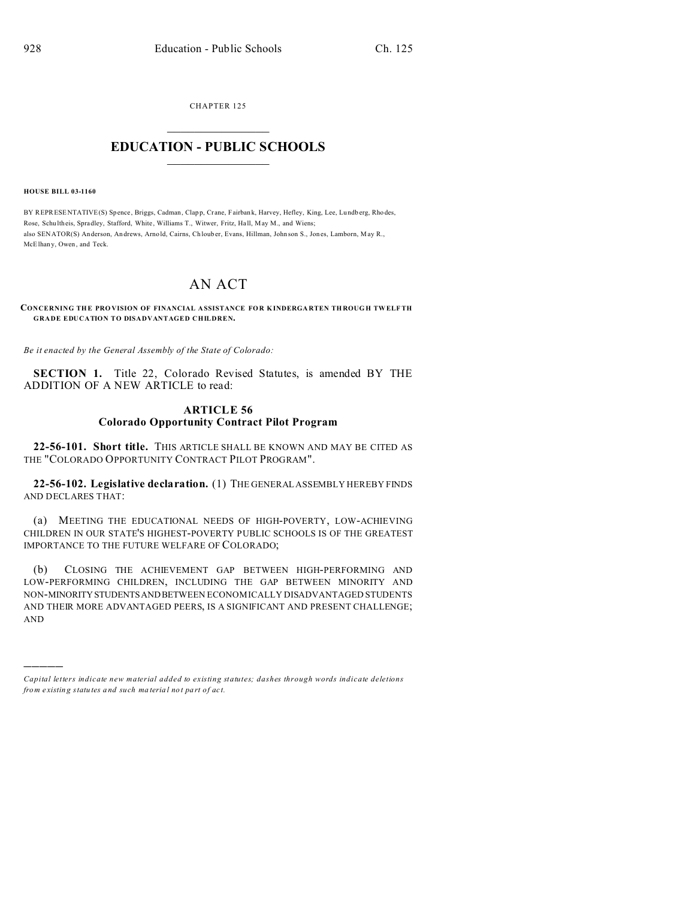CHAPTER 125

# EDUCATION - PUBLIC SCHOOLS

**HOUSE BILL 03-1160**

BY REPRESENTATIVE(S) Spence, Briggs, Cadman, Clapp, Crane, Fairbank, Harvey, Hefley, King, Lee, Lundberg, Rhodes, Rose, Schultheis, Spradley, Stafford, White, Williams T., Witwer, Fritz, Hall, May M., and Wiens;
also SENATOR(S) Anderson, Andrews, Arnold, Cairns, Chlouber, Evans, Hillman, Johnson S., Jones, Lamborn, May R., McElhany, Owen, and Teck.

# AN ACT

**CONCERNING THE PROVISION OF FINANCIAL ASSISTANCE FOR KINDERGARTEN THROUGH TWELFTH GRADE EDUCATION TO DISADVANTAGED CHILDREN.**

*Be it enacted by the General Assembly of the State of Colorado:*

**SECTION 1.** Title 22, Colorado Revised Statutes, is amended BY THE ADDITION OF A NEW ARTICLE to read:

### ARTICLE 56
### Colorado Opportunity Contract Pilot Program

**22-56-101. Short title.** THIS ARTICLE SHALL BE KNOWN AND MAY BE CITED AS THE "COLORADO OPPORTUNITY CONTRACT PILOT PROGRAM".

**22-56-102. Legislative declaration.** (1) THE GENERAL ASSEMBLY HEREBY FINDS AND DECLARES THAT:

(a) MEETING THE EDUCATIONAL NEEDS OF HIGH-POVERTY, LOW-ACHIEVING CHILDREN IN OUR STATE'S HIGHEST-POVERTY PUBLIC SCHOOLS IS OF THE GREATEST IMPORTANCE TO THE FUTURE WELFARE OF COLORADO;

(b) CLOSING THE ACHIEVEMENT GAP BETWEEN HIGH-PERFORMING AND LOW-PERFORMING CHILDREN, INCLUDING THE GAP BETWEEN MINORITY AND NON-MINORITY STUDENTS AND BETWEEN ECONOMICALLY DISADVANTAGED STUDENTS AND THEIR MORE ADVANTAGED PEERS, IS A SIGNIFICANT AND PRESENT CHALLENGE; AND

*Capital letters indicate new material added to existing statutes; dashes through words indicate deletions from existing statutes and such material not part of act.*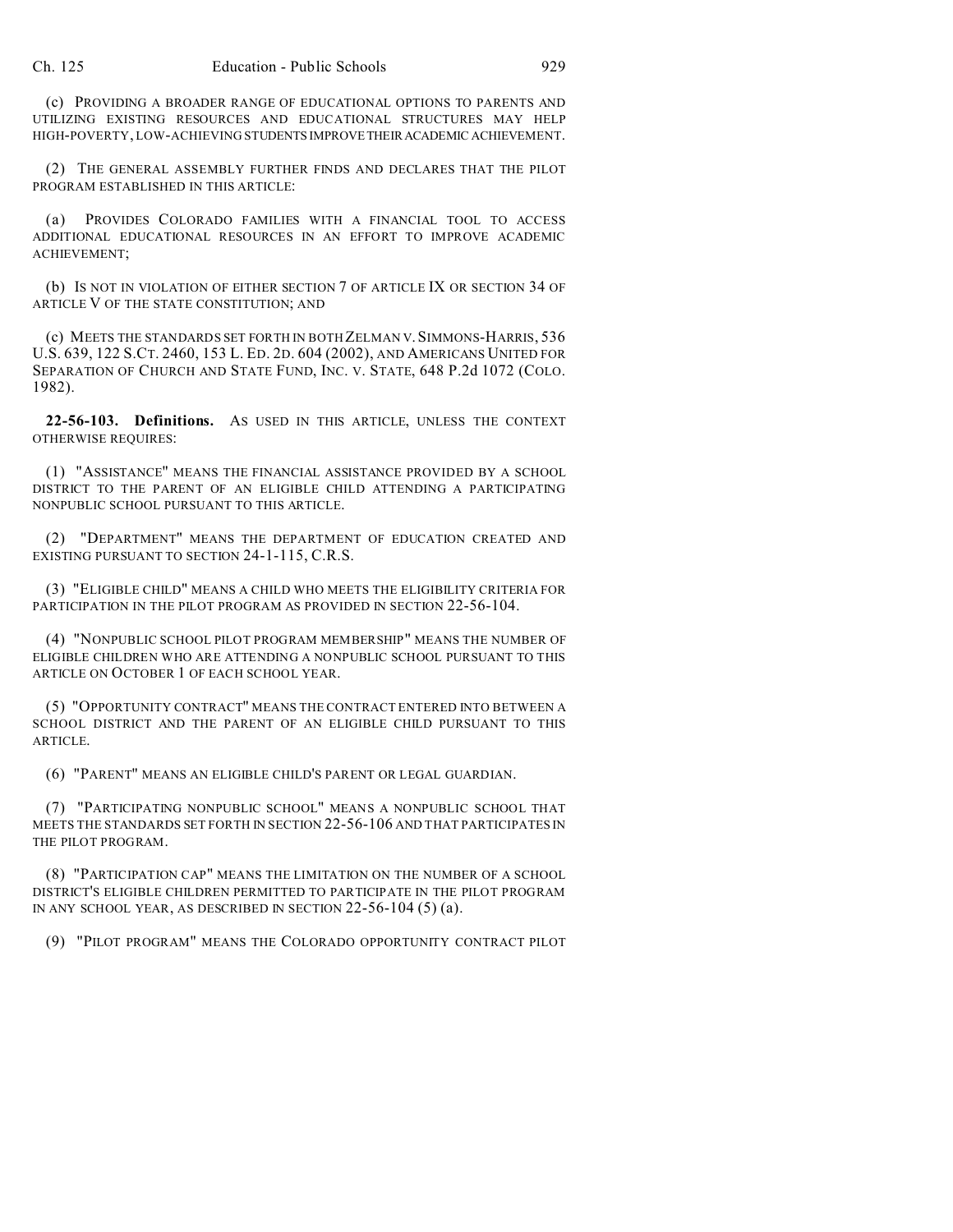(c) PROVIDING A BROADER RANGE OF EDUCATIONAL OPTIONS TO PARENTS AND UTILIZING EXISTING RESOURCES AND EDUCATIONAL STRUCTURES MAY HELP HIGH-POVERTY, LOW-ACHIEVING STUDENTS IMPROVE THEIR ACADEMIC ACHIEVEMENT.

(2) THE GENERAL ASSEMBLY FURTHER FINDS AND DECLARES THAT THE PILOT PROGRAM ESTABLISHED IN THIS ARTICLE:

(a) PROVIDES COLORADO FAMILIES WITH A FINANCIAL TOOL TO ACCESS ADDITIONAL EDUCATIONAL RESOURCES IN AN EFFORT TO IMPROVE ACADEMIC ACHIEVEMENT;

(b) IS NOT IN VIOLATION OF EITHER SECTION 7 OF ARTICLE IX OR SECTION 34 OF ARTICLE V OF THE STATE CONSTITUTION; AND

(c) MEETS THE STANDARDS SET FORTH IN BOTH ZELMAN V. SIMMONS-HARRIS, 536 U.S. 639, 122 S.CT. 2460, 153 L. ED. 2D. 604 (2002), AND AMERICANS UNITED FOR SEPARATION OF CHURCH AND STATE FUND, INC. V. STATE, 648 P.2d 1072 (COLO. 1982).

**22-56-103. Definitions.** AS USED IN THIS ARTICLE, UNLESS THE CONTEXT OTHERWISE REQUIRES:

(1) "ASSISTANCE" MEANS THE FINANCIAL ASSISTANCE PROVIDED BY A SCHOOL DISTRICT TO THE PARENT OF AN ELIGIBLE CHILD ATTENDING A PARTICIPATING NONPUBLIC SCHOOL PURSUANT TO THIS ARTICLE.

(2) "DEPARTMENT" MEANS THE DEPARTMENT OF EDUCATION CREATED AND EXISTING PURSUANT TO SECTION 24-1-115, C.R.S.

(3) "ELIGIBLE CHILD" MEANS A CHILD WHO MEETS THE ELIGIBILITY CRITERIA FOR PARTICIPATION IN THE PILOT PROGRAM AS PROVIDED IN SECTION 22-56-104.

(4) "NONPUBLIC SCHOOL PILOT PROGRAM MEMBERSHIP" MEANS THE NUMBER OF ELIGIBLE CHILDREN WHO ARE ATTENDING A NONPUBLIC SCHOOL PURSUANT TO THIS ARTICLE ON OCTOBER 1 OF EACH SCHOOL YEAR.

(5) "OPPORTUNITY CONTRACT" MEANS THE CONTRACT ENTERED INTO BETWEEN A SCHOOL DISTRICT AND THE PARENT OF AN ELIGIBLE CHILD PURSUANT TO THIS ARTICLE.

(6) "PARENT" MEANS AN ELIGIBLE CHILD'S PARENT OR LEGAL GUARDIAN.

(7) "PARTICIPATING NONPUBLIC SCHOOL" MEANS A NONPUBLIC SCHOOL THAT MEETS THE STANDARDS SET FORTH IN SECTION 22-56-106 AND THAT PARTICIPATES IN THE PILOT PROGRAM.

(8) "PARTICIPATION CAP" MEANS THE LIMITATION ON THE NUMBER OF A SCHOOL DISTRICT'S ELIGIBLE CHILDREN PERMITTED TO PARTICIPATE IN THE PILOT PROGRAM IN ANY SCHOOL YEAR, AS DESCRIBED IN SECTION 22-56-104 (5) (a).

(9) "PILOT PROGRAM" MEANS THE COLORADO OPPORTUNITY CONTRACT PILOT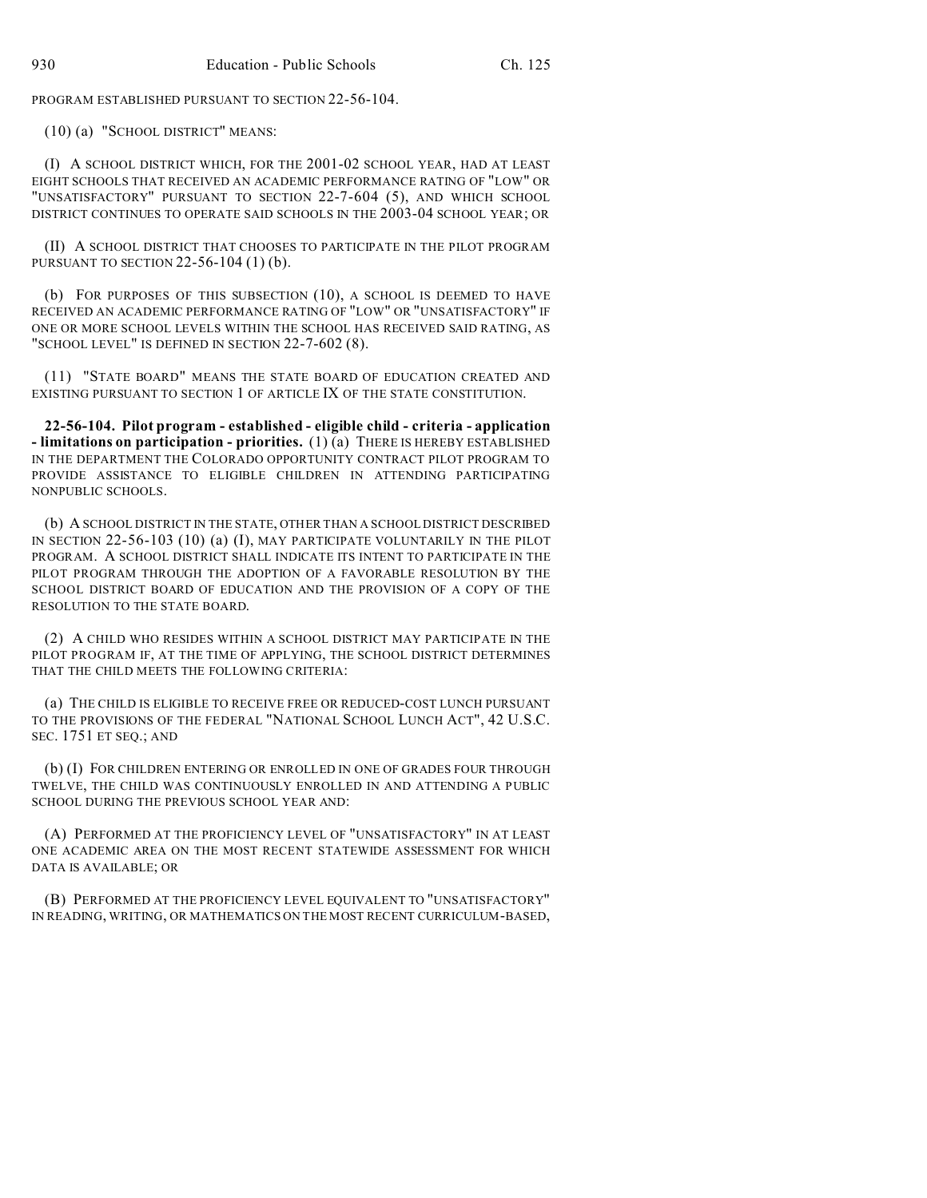PROGRAM ESTABLISHED PURSUANT TO SECTION 22-56-104.

(10) (a) "SCHOOL DISTRICT" MEANS:

(I) A SCHOOL DISTRICT WHICH, FOR THE 2001-02 SCHOOL YEAR, HAD AT LEAST EIGHT SCHOOLS THAT RECEIVED AN ACADEMIC PERFORMANCE RATING OF "LOW" OR "UNSATISFACTORY" PURSUANT TO SECTION 22-7-604 (5), AND WHICH SCHOOL DISTRICT CONTINUES TO OPERATE SAID SCHOOLS IN THE 2003-04 SCHOOL YEAR; OR

(II) A SCHOOL DISTRICT THAT CHOOSES TO PARTICIPATE IN THE PILOT PROGRAM PURSUANT TO SECTION 22-56-104 (1) (b).

(b) FOR PURPOSES OF THIS SUBSECTION (10), A SCHOOL IS DEEMED TO HAVE RECEIVED AN ACADEMIC PERFORMANCE RATING OF "LOW" OR "UNSATISFACTORY" IF ONE OR MORE SCHOOL LEVELS WITHIN THE SCHOOL HAS RECEIVED SAID RATING, AS "SCHOOL LEVEL" IS DEFINED IN SECTION 22-7-602 (8).

(11) "STATE BOARD" MEANS THE STATE BOARD OF EDUCATION CREATED AND EXISTING PURSUANT TO SECTION 1 OF ARTICLE IX OF THE STATE CONSTITUTION.

**22-56-104. Pilot program - established - eligible child - criteria - application - limitations on participation - priorities.** (1) (a) THERE IS HEREBY ESTABLISHED IN THE DEPARTMENT THE COLORADO OPPORTUNITY CONTRACT PILOT PROGRAM TO PROVIDE ASSISTANCE TO ELIGIBLE CHILDREN IN ATTENDING PARTICIPATING NONPUBLIC SCHOOLS.

(b) A SCHOOL DISTRICT IN THE STATE, OTHER THAN A SCHOOL DISTRICT DESCRIBED IN SECTION 22-56-103 (10) (a) (I), MAY PARTICIPATE VOLUNTARILY IN THE PILOT PROGRAM. A SCHOOL DISTRICT SHALL INDICATE ITS INTENT TO PARTICIPATE IN THE PILOT PROGRAM THROUGH THE ADOPTION OF A FAVORABLE RESOLUTION BY THE SCHOOL DISTRICT BOARD OF EDUCATION AND THE PROVISION OF A COPY OF THE RESOLUTION TO THE STATE BOARD.

(2) A CHILD WHO RESIDES WITHIN A SCHOOL DISTRICT MAY PARTICIPATE IN THE PILOT PROGRAM IF, AT THE TIME OF APPLYING, THE SCHOOL DISTRICT DETERMINES THAT THE CHILD MEETS THE FOLLOWING CRITERIA:

(a) THE CHILD IS ELIGIBLE TO RECEIVE FREE OR REDUCED-COST LUNCH PURSUANT TO THE PROVISIONS OF THE FEDERAL "NATIONAL SCHOOL LUNCH ACT", 42 U.S.C. SEC. 1751 ET SEQ.; AND

(b) (I) FOR CHILDREN ENTERING OR ENROLLED IN ONE OF GRADES FOUR THROUGH TWELVE, THE CHILD WAS CONTINUOUSLY ENROLLED IN AND ATTENDING A PUBLIC SCHOOL DURING THE PREVIOUS SCHOOL YEAR AND:

(A) PERFORMED AT THE PROFICIENCY LEVEL OF "UNSATISFACTORY" IN AT LEAST ONE ACADEMIC AREA ON THE MOST RECENT STATEWIDE ASSESSMENT FOR WHICH DATA IS AVAILABLE; OR

(B) PERFORMED AT THE PROFICIENCY LEVEL EQUIVALENT TO "UNSATISFACTORY" IN READING, WRITING, OR MATHEMATICS ON THE MOST RECENT CURRICULUM-BASED,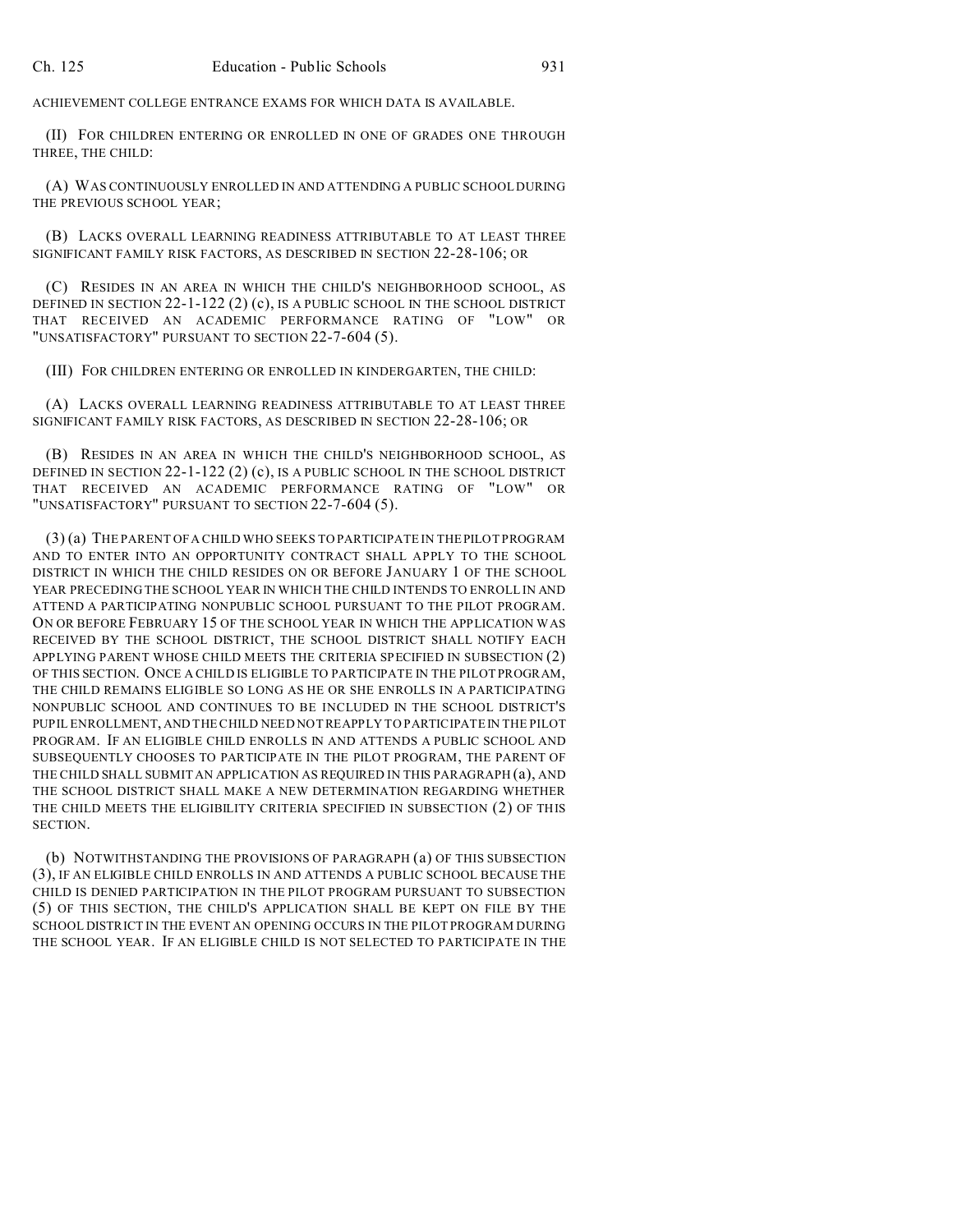ACHIEVEMENT COLLEGE ENTRANCE EXAMS FOR WHICH DATA IS AVAILABLE.

(II) FOR CHILDREN ENTERING OR ENROLLED IN ONE OF GRADES ONE THROUGH THREE, THE CHILD:

(A) WAS CONTINUOUSLY ENROLLED IN AND ATTENDING A PUBLIC SCHOOL DURING THE PREVIOUS SCHOOL YEAR;

(B) LACKS OVERALL LEARNING READINESS ATTRIBUTABLE TO AT LEAST THREE SIGNIFICANT FAMILY RISK FACTORS, AS DESCRIBED IN SECTION 22-28-106; OR

(C) RESIDES IN AN AREA IN WHICH THE CHILD'S NEIGHBORHOOD SCHOOL, AS DEFINED IN SECTION 22-1-122 (2) (c), IS A PUBLIC SCHOOL IN THE SCHOOL DISTRICT THAT RECEIVED AN ACADEMIC PERFORMANCE RATING OF "LOW" OR "UNSATISFACTORY" PURSUANT TO SECTION 22-7-604 (5).

(III) FOR CHILDREN ENTERING OR ENROLLED IN KINDERGARTEN, THE CHILD:

(A) LACKS OVERALL LEARNING READINESS ATTRIBUTABLE TO AT LEAST THREE SIGNIFICANT FAMILY RISK FACTORS, AS DESCRIBED IN SECTION 22-28-106; OR

(B) RESIDES IN AN AREA IN WHICH THE CHILD'S NEIGHBORHOOD SCHOOL, AS DEFINED IN SECTION 22-1-122 (2) (c), IS A PUBLIC SCHOOL IN THE SCHOOL DISTRICT THAT RECEIVED AN ACADEMIC PERFORMANCE RATING OF "LOW" OR "UNSATISFACTORY" PURSUANT TO SECTION 22-7-604 (5).

(3) (a) THE PARENT OF A CHILD WHO SEEKS TO PARTICIPATE IN THE PILOT PROGRAM AND TO ENTER INTO AN OPPORTUNITY CONTRACT SHALL APPLY TO THE SCHOOL DISTRICT IN WHICH THE CHILD RESIDES ON OR BEFORE JANUARY 1 OF THE SCHOOL YEAR PRECEDING THE SCHOOL YEAR IN WHICH THE CHILD INTENDS TO ENROLL IN AND ATTEND A PARTICIPATING NONPUBLIC SCHOOL PURSUANT TO THE PILOT PROGRAM. ON OR BEFORE FEBRUARY 15 OF THE SCHOOL YEAR IN WHICH THE APPLICATION WAS RECEIVED BY THE SCHOOL DISTRICT, THE SCHOOL DISTRICT SHALL NOTIFY EACH APPLYING PARENT WHOSE CHILD MEETS THE CRITERIA SPECIFIED IN SUBSECTION (2) OF THIS SECTION. ONCE A CHILD IS ELIGIBLE TO PARTICIPATE IN THE PILOT PROGRAM, THE CHILD REMAINS ELIGIBLE SO LONG AS HE OR SHE ENROLLS IN A PARTICIPATING NONPUBLIC SCHOOL AND CONTINUES TO BE INCLUDED IN THE SCHOOL DISTRICT'S PUPIL ENROLLMENT, AND THE CHILD NEED NOT REAPPLY TO PARTICIPATE IN THE PILOT PROGRAM. IF AN ELIGIBLE CHILD ENROLLS IN AND ATTENDS A PUBLIC SCHOOL AND SUBSEQUENTLY CHOOSES TO PARTICIPATE IN THE PILOT PROGRAM, THE PARENT OF THE CHILD SHALL SUBMIT AN APPLICATION AS REQUIRED IN THIS PARAGRAPH (a), AND THE SCHOOL DISTRICT SHALL MAKE A NEW DETERMINATION REGARDING WHETHER THE CHILD MEETS THE ELIGIBILITY CRITERIA SPECIFIED IN SUBSECTION (2) OF THIS SECTION.

(b) NOTWITHSTANDING THE PROVISIONS OF PARAGRAPH (a) OF THIS SUBSECTION (3), IF AN ELIGIBLE CHILD ENROLLS IN AND ATTENDS A PUBLIC SCHOOL BECAUSE THE CHILD IS DENIED PARTICIPATION IN THE PILOT PROGRAM PURSUANT TO SUBSECTION (5) OF THIS SECTION, THE CHILD'S APPLICATION SHALL BE KEPT ON FILE BY THE SCHOOL DISTRICT IN THE EVENT AN OPENING OCCURS IN THE PILOT PROGRAM DURING THE SCHOOL YEAR. IF AN ELIGIBLE CHILD IS NOT SELECTED TO PARTICIPATE IN THE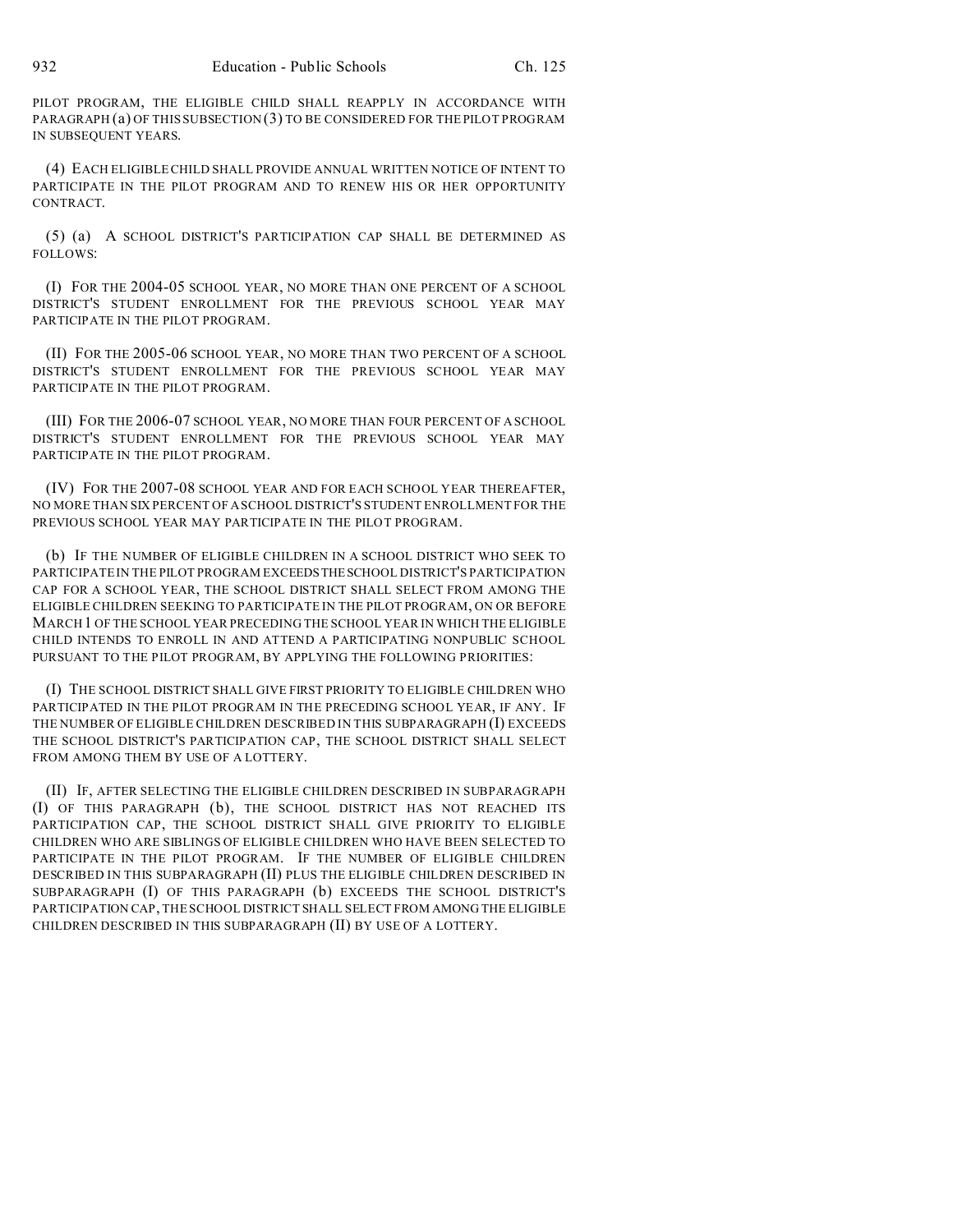PILOT PROGRAM, THE ELIGIBLE CHILD SHALL REAPPLY IN ACCORDANCE WITH PARAGRAPH (a) OF THIS SUBSECTION (3) TO BE CONSIDERED FOR THE PILOT PROGRAM IN SUBSEQUENT YEARS.

(4) EACH ELIGIBLE CHILD SHALL PROVIDE ANNUAL WRITTEN NOTICE OF INTENT TO PARTICIPATE IN THE PILOT PROGRAM AND TO RENEW HIS OR HER OPPORTUNITY CONTRACT.

(5) (a) A SCHOOL DISTRICT'S PARTICIPATION CAP SHALL BE DETERMINED AS FOLLOWS:

(I) FOR THE 2004-05 SCHOOL YEAR, NO MORE THAN ONE PERCENT OF A SCHOOL DISTRICT'S STUDENT ENROLLMENT FOR THE PREVIOUS SCHOOL YEAR MAY PARTICIPATE IN THE PILOT PROGRAM.

(II) FOR THE 2005-06 SCHOOL YEAR, NO MORE THAN TWO PERCENT OF A SCHOOL DISTRICT'S STUDENT ENROLLMENT FOR THE PREVIOUS SCHOOL YEAR MAY PARTICIPATE IN THE PILOT PROGRAM.

(III) FOR THE 2006-07 SCHOOL YEAR, NO MORE THAN FOUR PERCENT OF A SCHOOL DISTRICT'S STUDENT ENROLLMENT FOR THE PREVIOUS SCHOOL YEAR MAY PARTICIPATE IN THE PILOT PROGRAM.

(IV) FOR THE 2007-08 SCHOOL YEAR AND FOR EACH SCHOOL YEAR THEREAFTER, NO MORE THAN SIX PERCENT OF A SCHOOL DISTRICT'S STUDENT ENROLLMENT FOR THE PREVIOUS SCHOOL YEAR MAY PARTICIPATE IN THE PILOT PROGRAM.

(b) IF THE NUMBER OF ELIGIBLE CHILDREN IN A SCHOOL DISTRICT WHO SEEK TO PARTICIPATE IN THE PILOT PROGRAM EXCEEDS THE SCHOOL DISTRICT'S PARTICIPATION CAP FOR A SCHOOL YEAR, THE SCHOOL DISTRICT SHALL SELECT FROM AMONG THE ELIGIBLE CHILDREN SEEKING TO PARTICIPATE IN THE PILOT PROGRAM, ON OR BEFORE MARCH 1 OF THE SCHOOL YEAR PRECEDING THE SCHOOL YEAR IN WHICH THE ELIGIBLE CHILD INTENDS TO ENROLL IN AND ATTEND A PARTICIPATING NONPUBLIC SCHOOL PURSUANT TO THE PILOT PROGRAM, BY APPLYING THE FOLLOWING PRIORITIES:

(I) THE SCHOOL DISTRICT SHALL GIVE FIRST PRIORITY TO ELIGIBLE CHILDREN WHO PARTICIPATED IN THE PILOT PROGRAM IN THE PRECEDING SCHOOL YEAR, IF ANY. IF THE NUMBER OF ELIGIBLE CHILDREN DESCRIBED IN THIS SUBPARAGRAPH (I) EXCEEDS THE SCHOOL DISTRICT'S PARTICIPATION CAP, THE SCHOOL DISTRICT SHALL SELECT FROM AMONG THEM BY USE OF A LOTTERY.

(II) IF, AFTER SELECTING THE ELIGIBLE CHILDREN DESCRIBED IN SUBPARAGRAPH (I) OF THIS PARAGRAPH (b), THE SCHOOL DISTRICT HAS NOT REACHED ITS PARTICIPATION CAP, THE SCHOOL DISTRICT SHALL GIVE PRIORITY TO ELIGIBLE CHILDREN WHO ARE SIBLINGS OF ELIGIBLE CHILDREN WHO HAVE BEEN SELECTED TO PARTICIPATE IN THE PILOT PROGRAM. IF THE NUMBER OF ELIGIBLE CHILDREN DESCRIBED IN THIS SUBPARAGRAPH (II) PLUS THE ELIGIBLE CHILDREN DESCRIBED IN SUBPARAGRAPH (I) OF THIS PARAGRAPH (b) EXCEEDS THE SCHOOL DISTRICT'S PARTICIPATION CAP, THE SCHOOL DISTRICT SHALL SELECT FROM AMONG THE ELIGIBLE CHILDREN DESCRIBED IN THIS SUBPARAGRAPH (II) BY USE OF A LOTTERY.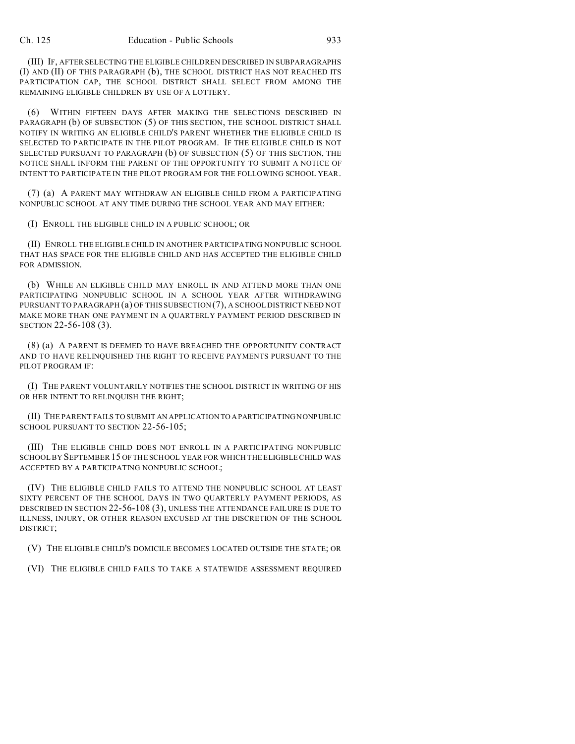(III) IF, AFTER SELECTING THE ELIGIBLE CHILDREN DESCRIBED IN SUBPARAGRAPHS (I) AND (II) OF THIS PARAGRAPH (b), THE SCHOOL DISTRICT HAS NOT REACHED ITS PARTICIPATION CAP, THE SCHOOL DISTRICT SHALL SELECT FROM AMONG THE REMAINING ELIGIBLE CHILDREN BY USE OF A LOTTERY.

(6) WITHIN FIFTEEN DAYS AFTER MAKING THE SELECTIONS DESCRIBED IN PARAGRAPH (b) OF SUBSECTION (5) OF THIS SECTION, THE SCHOOL DISTRICT SHALL NOTIFY IN WRITING AN ELIGIBLE CHILD'S PARENT WHETHER THE ELIGIBLE CHILD IS SELECTED TO PARTICIPATE IN THE PILOT PROGRAM. IF THE ELIGIBLE CHILD IS NOT SELECTED PURSUANT TO PARAGRAPH (b) OF SUBSECTION (5) OF THIS SECTION, THE NOTICE SHALL INFORM THE PARENT OF THE OPPORTUNITY TO SUBMIT A NOTICE OF INTENT TO PARTICIPATE IN THE PILOT PROGRAM FOR THE FOLLOWING SCHOOL YEAR.

(7) (a) A PARENT MAY WITHDRAW AN ELIGIBLE CHILD FROM A PARTICIPATING NONPUBLIC SCHOOL AT ANY TIME DURING THE SCHOOL YEAR AND MAY EITHER:

(I) ENROLL THE ELIGIBLE CHILD IN A PUBLIC SCHOOL; OR

(II) ENROLL THE ELIGIBLE CHILD IN ANOTHER PARTICIPATING NONPUBLIC SCHOOL THAT HAS SPACE FOR THE ELIGIBLE CHILD AND HAS ACCEPTED THE ELIGIBLE CHILD FOR ADMISSION.

(b) WHILE AN ELIGIBLE CHILD MAY ENROLL IN AND ATTEND MORE THAN ONE PARTICIPATING NONPUBLIC SCHOOL IN A SCHOOL YEAR AFTER WITHDRAWING PURSUANT TO PARAGRAPH (a) OF THIS SUBSECTION (7), A SCHOOL DISTRICT NEED NOT MAKE MORE THAN ONE PAYMENT IN A QUARTERLY PAYMENT PERIOD DESCRIBED IN SECTION 22-56-108 (3).

(8) (a) A PARENT IS DEEMED TO HAVE BREACHED THE OPPORTUNITY CONTRACT AND TO HAVE RELINQUISHED THE RIGHT TO RECEIVE PAYMENTS PURSUANT TO THE PILOT PROGRAM IF:

(I) THE PARENT VOLUNTARILY NOTIFIES THE SCHOOL DISTRICT IN WRITING OF HIS OR HER INTENT TO RELINQUISH THE RIGHT;

(II) THE PARENT FAILS TO SUBMIT AN APPLICATION TO A PARTICIPATING NONPUBLIC SCHOOL PURSUANT TO SECTION 22-56-105;

(III) THE ELIGIBLE CHILD DOES NOT ENROLL IN A PARTICIPATING NONPUBLIC SCHOOL BY SEPTEMBER 15 OF THE SCHOOL YEAR FOR WHICH THE ELIGIBLE CHILD WAS ACCEPTED BY A PARTICIPATING NONPUBLIC SCHOOL;

(IV) THE ELIGIBLE CHILD FAILS TO ATTEND THE NONPUBLIC SCHOOL AT LEAST SIXTY PERCENT OF THE SCHOOL DAYS IN TWO QUARTERLY PAYMENT PERIODS, AS DESCRIBED IN SECTION 22-56-108 (3), UNLESS THE ATTENDANCE FAILURE IS DUE TO ILLNESS, INJURY, OR OTHER REASON EXCUSED AT THE DISCRETION OF THE SCHOOL DISTRICT;

(V) THE ELIGIBLE CHILD'S DOMICILE BECOMES LOCATED OUTSIDE THE STATE; OR

(VI) THE ELIGIBLE CHILD FAILS TO TAKE A STATEWIDE ASSESSMENT REQUIRED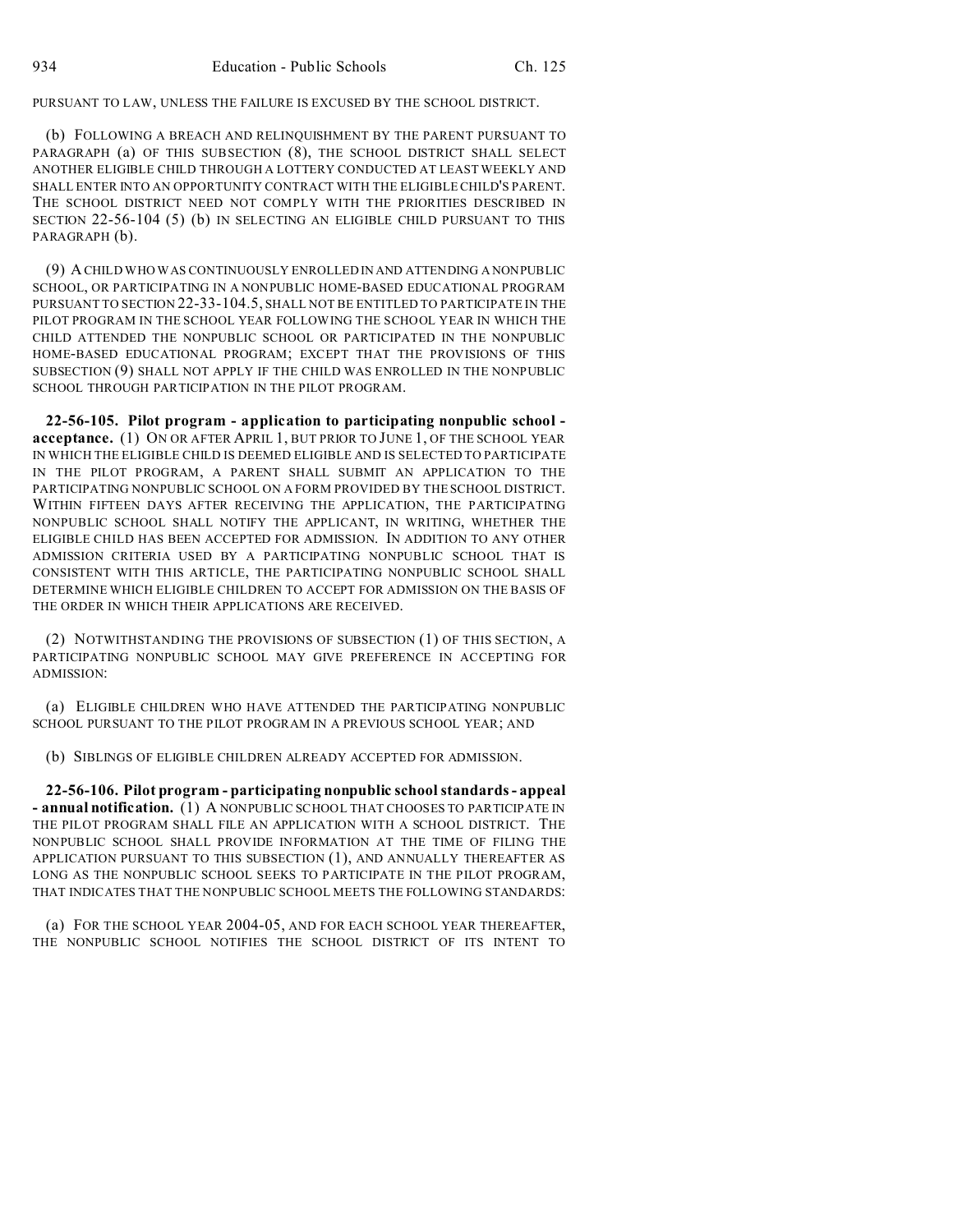PURSUANT TO LAW, UNLESS THE FAILURE IS EXCUSED BY THE SCHOOL DISTRICT.

(b) FOLLOWING A BREACH AND RELINQUISHMENT BY THE PARENT PURSUANT TO PARAGRAPH (a) OF THIS SUBSECTION (8), THE SCHOOL DISTRICT SHALL SELECT ANOTHER ELIGIBLE CHILD THROUGH A LOTTERY CONDUCTED AT LEAST WEEKLY AND SHALL ENTER INTO AN OPPORTUNITY CONTRACT WITH THE ELIGIBLE CHILD'S PARENT. THE SCHOOL DISTRICT NEED NOT COMPLY WITH THE PRIORITIES DESCRIBED IN SECTION 22-56-104 (5) (b) IN SELECTING AN ELIGIBLE CHILD PURSUANT TO THIS PARAGRAPH (b).

(9) A CHILD WHO WAS CONTINUOUSLY ENROLLED IN AND ATTENDING A NONPUBLIC SCHOOL, OR PARTICIPATING IN A NONPUBLIC HOME-BASED EDUCATIONAL PROGRAM PURSUANT TO SECTION 22-33-104.5, SHALL NOT BE ENTITLED TO PARTICIPATE IN THE PILOT PROGRAM IN THE SCHOOL YEAR FOLLOWING THE SCHOOL YEAR IN WHICH THE CHILD ATTENDED THE NONPUBLIC SCHOOL OR PARTICIPATED IN THE NONPUBLIC HOME-BASED EDUCATIONAL PROGRAM; EXCEPT THAT THE PROVISIONS OF THIS SUBSECTION (9) SHALL NOT APPLY IF THE CHILD WAS ENROLLED IN THE NONPUBLIC SCHOOL THROUGH PARTICIPATION IN THE PILOT PROGRAM.

**22-56-105. Pilot program - application to participating nonpublic school - acceptance.** (1) ON OR AFTER APRIL 1, BUT PRIOR TO JUNE 1, OF THE SCHOOL YEAR IN WHICH THE ELIGIBLE CHILD IS DEEMED ELIGIBLE AND IS SELECTED TO PARTICIPATE IN THE PILOT PROGRAM, A PARENT SHALL SUBMIT AN APPLICATION TO THE PARTICIPATING NONPUBLIC SCHOOL ON A FORM PROVIDED BY THE SCHOOL DISTRICT. WITHIN FIFTEEN DAYS AFTER RECEIVING THE APPLICATION, THE PARTICIPATING NONPUBLIC SCHOOL SHALL NOTIFY THE APPLICANT, IN WRITING, WHETHER THE ELIGIBLE CHILD HAS BEEN ACCEPTED FOR ADMISSION. IN ADDITION TO ANY OTHER ADMISSION CRITERIA USED BY A PARTICIPATING NONPUBLIC SCHOOL THAT IS CONSISTENT WITH THIS ARTICLE, THE PARTICIPATING NONPUBLIC SCHOOL SHALL DETERMINE WHICH ELIGIBLE CHILDREN TO ACCEPT FOR ADMISSION ON THE BASIS OF THE ORDER IN WHICH THEIR APPLICATIONS ARE RECEIVED.

(2) NOTWITHSTANDING THE PROVISIONS OF SUBSECTION (1) OF THIS SECTION, A PARTICIPATING NONPUBLIC SCHOOL MAY GIVE PREFERENCE IN ACCEPTING FOR ADMISSION:

(a) ELIGIBLE CHILDREN WHO HAVE ATTENDED THE PARTICIPATING NONPUBLIC SCHOOL PURSUANT TO THE PILOT PROGRAM IN A PREVIOUS SCHOOL YEAR; AND

(b) SIBLINGS OF ELIGIBLE CHILDREN ALREADY ACCEPTED FOR ADMISSION.

**22-56-106. Pilot program - participating nonpublic school standards - appeal - annual notification.** (1) A NONPUBLIC SCHOOL THAT CHOOSES TO PARTICIPATE IN THE PILOT PROGRAM SHALL FILE AN APPLICATION WITH A SCHOOL DISTRICT. THE NONPUBLIC SCHOOL SHALL PROVIDE INFORMATION AT THE TIME OF FILING THE APPLICATION PURSUANT TO THIS SUBSECTION (1), AND ANNUALLY THEREAFTER AS LONG AS THE NONPUBLIC SCHOOL SEEKS TO PARTICIPATE IN THE PILOT PROGRAM, THAT INDICATES THAT THE NONPUBLIC SCHOOL MEETS THE FOLLOWING STANDARDS:

(a) FOR THE SCHOOL YEAR 2004-05, AND FOR EACH SCHOOL YEAR THEREAFTER, THE NONPUBLIC SCHOOL NOTIFIES THE SCHOOL DISTRICT OF ITS INTENT TO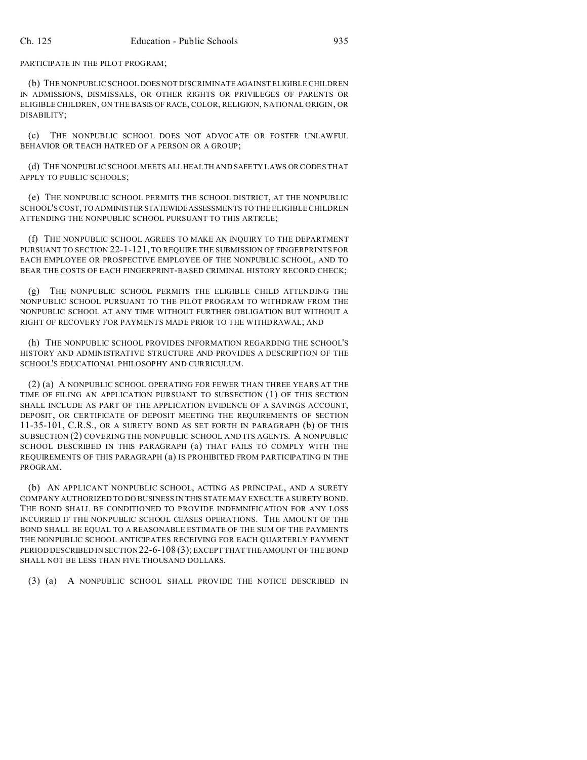PARTICIPATE IN THE PILOT PROGRAM;

(b) THE NONPUBLIC SCHOOL DOES NOT DISCRIMINATE AGAINST ELIGIBLE CHILDREN IN ADMISSIONS, DISMISSALS, OR OTHER RIGHTS OR PRIVILEGES OF PARENTS OR ELIGIBLE CHILDREN, ON THE BASIS OF RACE, COLOR, RELIGION, NATIONAL ORIGIN, OR DISABILITY;

(c) THE NONPUBLIC SCHOOL DOES NOT ADVOCATE OR FOSTER UNLAWFUL BEHAVIOR OR TEACH HATRED OF A PERSON OR A GROUP;

(d) THE NONPUBLIC SCHOOL MEETS ALL HEALTH AND SAFETY LAWS OR CODES THAT APPLY TO PUBLIC SCHOOLS;

(e) THE NONPUBLIC SCHOOL PERMITS THE SCHOOL DISTRICT, AT THE NONPUBLIC SCHOOL'S COST, TO ADMINISTER STATEWIDE ASSESSMENTS TO THE ELIGIBLE CHILDREN ATTENDING THE NONPUBLIC SCHOOL PURSUANT TO THIS ARTICLE;

(f) THE NONPUBLIC SCHOOL AGREES TO MAKE AN INQUIRY TO THE DEPARTMENT PURSUANT TO SECTION 22-1-121, TO REQUIRE THE SUBMISSION OF FINGERPRINTS FOR EACH EMPLOYEE OR PROSPECTIVE EMPLOYEE OF THE NONPUBLIC SCHOOL, AND TO BEAR THE COSTS OF EACH FINGERPRINT-BASED CRIMINAL HISTORY RECORD CHECK;

(g) THE NONPUBLIC SCHOOL PERMITS THE ELIGIBLE CHILD ATTENDING THE NONPUBLIC SCHOOL PURSUANT TO THE PILOT PROGRAM TO WITHDRAW FROM THE NONPUBLIC SCHOOL AT ANY TIME WITHOUT FURTHER OBLIGATION BUT WITHOUT A RIGHT OF RECOVERY FOR PAYMENTS MADE PRIOR TO THE WITHDRAWAL; AND

(h) THE NONPUBLIC SCHOOL PROVIDES INFORMATION REGARDING THE SCHOOL'S HISTORY AND ADMINISTRATIVE STRUCTURE AND PROVIDES A DESCRIPTION OF THE SCHOOL'S EDUCATIONAL PHILOSOPHY AND CURRICULUM.

(2) (a) A NONPUBLIC SCHOOL OPERATING FOR FEWER THAN THREE YEARS AT THE TIME OF FILING AN APPLICATION PURSUANT TO SUBSECTION (1) OF THIS SECTION SHALL INCLUDE AS PART OF THE APPLICATION EVIDENCE OF A SAVINGS ACCOUNT, DEPOSIT, OR CERTIFICATE OF DEPOSIT MEETING THE REQUIREMENTS OF SECTION 11-35-101, C.R.S., OR A SURETY BOND AS SET FORTH IN PARAGRAPH (b) OF THIS SUBSECTION (2) COVERING THE NONPUBLIC SCHOOL AND ITS AGENTS. A NONPUBLIC SCHOOL DESCRIBED IN THIS PARAGRAPH (a) THAT FAILS TO COMPLY WITH THE REQUIREMENTS OF THIS PARAGRAPH (a) IS PROHIBITED FROM PARTICIPATING IN THE PROGRAM.

(b) AN APPLICANT NONPUBLIC SCHOOL, ACTING AS PRINCIPAL, AND A SURETY COMPANY AUTHORIZED TO DO BUSINESS IN THIS STATE MAY EXECUTE A SURETY BOND. THE BOND SHALL BE CONDITIONED TO PROVIDE INDEMNIFICATION FOR ANY LOSS INCURRED IF THE NONPUBLIC SCHOOL CEASES OPERATIONS. THE AMOUNT OF THE BOND SHALL BE EQUAL TO A REASONABLE ESTIMATE OF THE SUM OF THE PAYMENTS THE NONPUBLIC SCHOOL ANTICIPATES RECEIVING FOR EACH QUARTERLY PAYMENT PERIOD DESCRIBED IN SECTION 22-6-108 (3); EXCEPT THAT THE AMOUNT OF THE BOND SHALL NOT BE LESS THAN FIVE THOUSAND DOLLARS.

(3) (a) A NONPUBLIC SCHOOL SHALL PROVIDE THE NOTICE DESCRIBED IN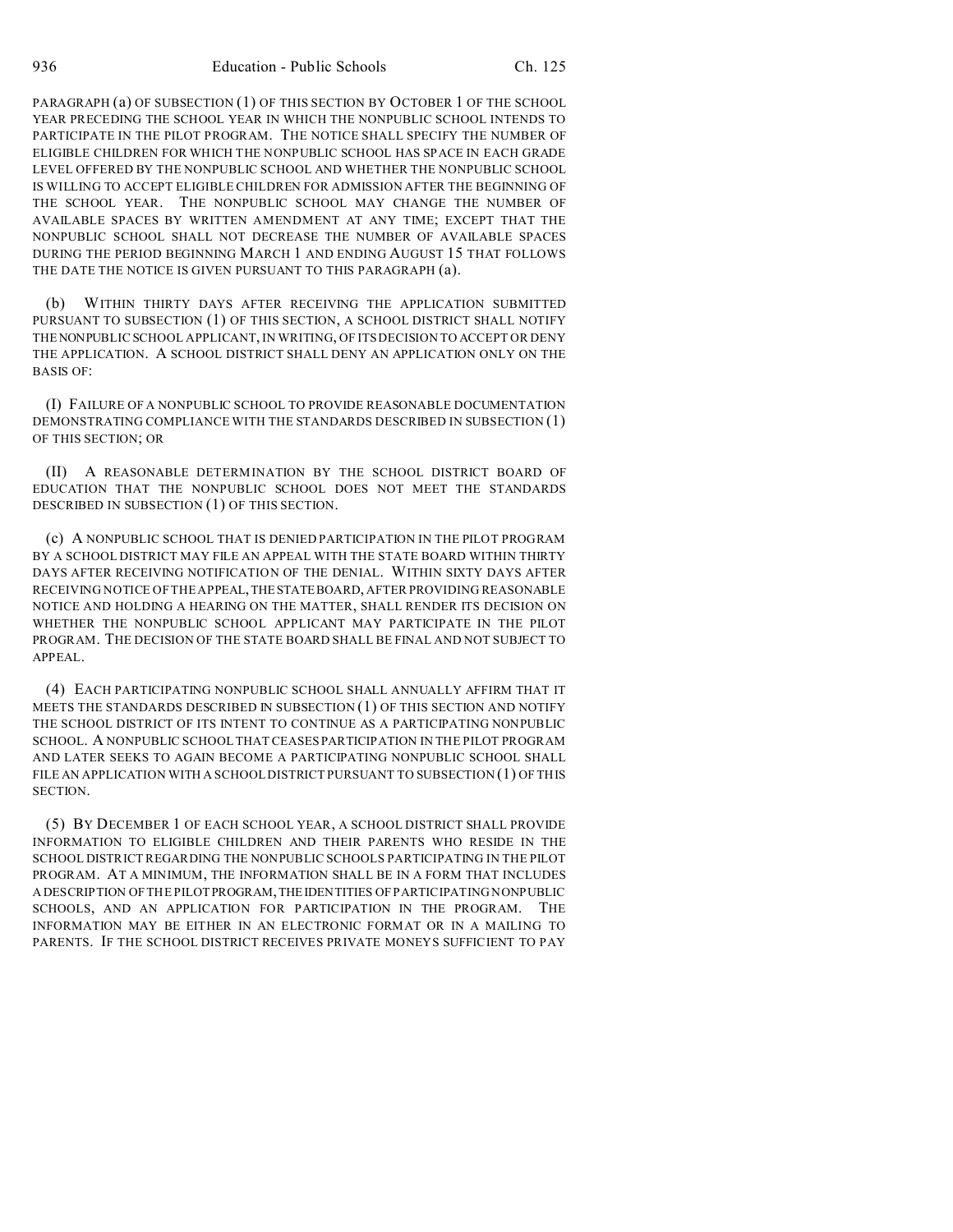PARAGRAPH (a) OF SUBSECTION (1) OF THIS SECTION BY OCTOBER 1 OF THE SCHOOL YEAR PRECEDING THE SCHOOL YEAR IN WHICH THE NONPUBLIC SCHOOL INTENDS TO PARTICIPATE IN THE PILOT PROGRAM. THE NOTICE SHALL SPECIFY THE NUMBER OF ELIGIBLE CHILDREN FOR WHICH THE NONPUBLIC SCHOOL HAS SPACE IN EACH GRADE LEVEL OFFERED BY THE NONPUBLIC SCHOOL AND WHETHER THE NONPUBLIC SCHOOL IS WILLING TO ACCEPT ELIGIBLE CHILDREN FOR ADMISSION AFTER THE BEGINNING OF THE SCHOOL YEAR. THE NONPUBLIC SCHOOL MAY CHANGE THE NUMBER OF AVAILABLE SPACES BY WRITTEN AMENDMENT AT ANY TIME; EXCEPT THAT THE NONPUBLIC SCHOOL SHALL NOT DECREASE THE NUMBER OF AVAILABLE SPACES DURING THE PERIOD BEGINNING MARCH 1 AND ENDING AUGUST 15 THAT FOLLOWS THE DATE THE NOTICE IS GIVEN PURSUANT TO THIS PARAGRAPH (a).

(b) WITHIN THIRTY DAYS AFTER RECEIVING THE APPLICATION SUBMITTED PURSUANT TO SUBSECTION (1) OF THIS SECTION, A SCHOOL DISTRICT SHALL NOTIFY THE NONPUBLIC SCHOOL APPLICANT, IN WRITING, OF ITS DECISION TO ACCEPT OR DENY THE APPLICATION. A SCHOOL DISTRICT SHALL DENY AN APPLICATION ONLY ON THE BASIS OF:

(I) FAILURE OF A NONPUBLIC SCHOOL TO PROVIDE REASONABLE DOCUMENTATION DEMONSTRATING COMPLIANCE WITH THE STANDARDS DESCRIBED IN SUBSECTION (1) OF THIS SECTION; OR

(II) A REASONABLE DETERMINATION BY THE SCHOOL DISTRICT BOARD OF EDUCATION THAT THE NONPUBLIC SCHOOL DOES NOT MEET THE STANDARDS DESCRIBED IN SUBSECTION (1) OF THIS SECTION.

(c) A NONPUBLIC SCHOOL THAT IS DENIED PARTICIPATION IN THE PILOT PROGRAM BY A SCHOOL DISTRICT MAY FILE AN APPEAL WITH THE STATE BOARD WITHIN THIRTY DAYS AFTER RECEIVING NOTIFICATION OF THE DENIAL. WITHIN SIXTY DAYS AFTER RECEIVING NOTICE OF THE APPEAL, THE STATE BOARD, AFTER PROVIDING REASONABLE NOTICE AND HOLDING A HEARING ON THE MATTER, SHALL RENDER ITS DECISION ON WHETHER THE NONPUBLIC SCHOOL APPLICANT MAY PARTICIPATE IN THE PILOT PROGRAM. THE DECISION OF THE STATE BOARD SHALL BE FINAL AND NOT SUBJECT TO APPEAL.

(4) EACH PARTICIPATING NONPUBLIC SCHOOL SHALL ANNUALLY AFFIRM THAT IT MEETS THE STANDARDS DESCRIBED IN SUBSECTION (1) OF THIS SECTION AND NOTIFY THE SCHOOL DISTRICT OF ITS INTENT TO CONTINUE AS A PARTICIPATING NONPUBLIC SCHOOL. A NONPUBLIC SCHOOL THAT CEASES PARTICIPATION IN THE PILOT PROGRAM AND LATER SEEKS TO AGAIN BECOME A PARTICIPATING NONPUBLIC SCHOOL SHALL FILE AN APPLICATION WITH A SCHOOL DISTRICT PURSUANT TO SUBSECTION (1) OF THIS SECTION.

(5) BY DECEMBER 1 OF EACH SCHOOL YEAR, A SCHOOL DISTRICT SHALL PROVIDE INFORMATION TO ELIGIBLE CHILDREN AND THEIR PARENTS WHO RESIDE IN THE SCHOOL DISTRICT REGARDING THE NONPUBLIC SCHOOLS PARTICIPATING IN THE PILOT PROGRAM. AT A MINIMUM, THE INFORMATION SHALL BE IN A FORM THAT INCLUDES A DESCRIPTION OF THE PILOT PROGRAM, THE IDENTITIES OF PARTICIPATING NONPUBLIC SCHOOLS, AND AN APPLICATION FOR PARTICIPATION IN THE PROGRAM. THE INFORMATION MAY BE EITHER IN AN ELECTRONIC FORMAT OR IN A MAILING TO PARENTS. IF THE SCHOOL DISTRICT RECEIVES PRIVATE MONEYS SUFFICIENT TO PAY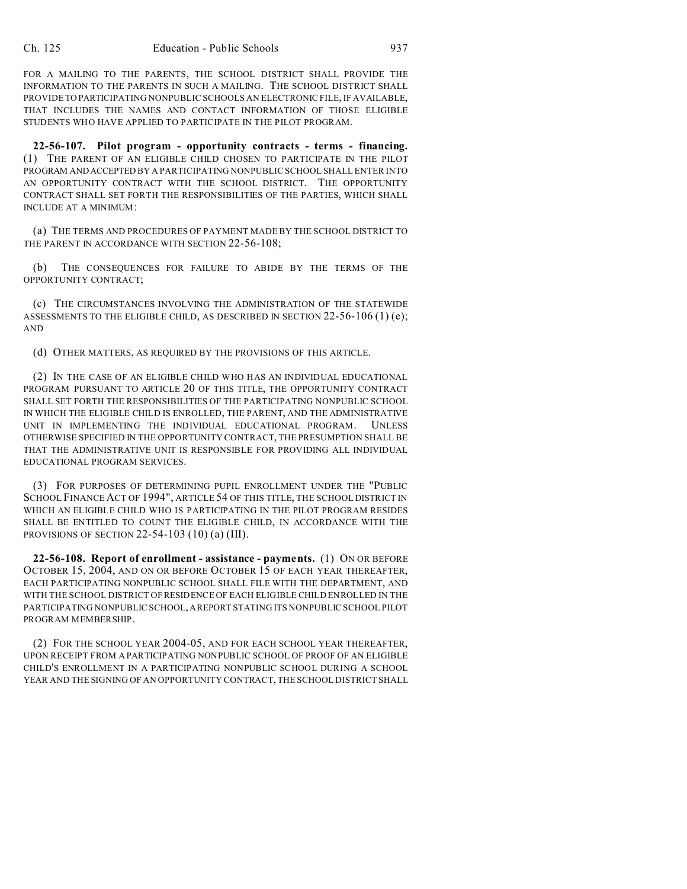FOR A MAILING TO THE PARENTS, THE SCHOOL DISTRICT SHALL PROVIDE THE INFORMATION TO THE PARENTS IN SUCH A MAILING. THE SCHOOL DISTRICT SHALL PROVIDE TO PARTICIPATING NONPUBLIC SCHOOLS AN ELECTRONIC FILE, IF AVAILABLE, THAT INCLUDES THE NAMES AND CONTACT INFORMATION OF THOSE ELIGIBLE STUDENTS WHO HAVE APPLIED TO PARTICIPATE IN THE PILOT PROGRAM.

**22-56-107. Pilot program - opportunity contracts - terms - financing.** (1) THE PARENT OF AN ELIGIBLE CHILD CHOSEN TO PARTICIPATE IN THE PILOT PROGRAM AND ACCEPTED BY A PARTICIPATING NONPUBLIC SCHOOL SHALL ENTER INTO AN OPPORTUNITY CONTRACT WITH THE SCHOOL DISTRICT. THE OPPORTUNITY CONTRACT SHALL SET FORTH THE RESPONSIBILITIES OF THE PARTIES, WHICH SHALL INCLUDE AT A MINIMUM:

(a) THE TERMS AND PROCEDURES OF PAYMENT MADE BY THE SCHOOL DISTRICT TO THE PARENT IN ACCORDANCE WITH SECTION 22-56-108;

(b) THE CONSEQUENCES FOR FAILURE TO ABIDE BY THE TERMS OF THE OPPORTUNITY CONTRACT;

(c) THE CIRCUMSTANCES INVOLVING THE ADMINISTRATION OF THE STATEWIDE ASSESSMENTS TO THE ELIGIBLE CHILD, AS DESCRIBED IN SECTION 22-56-106 (1) (e); AND

(d) OTHER MATTERS, AS REQUIRED BY THE PROVISIONS OF THIS ARTICLE.

(2) IN THE CASE OF AN ELIGIBLE CHILD WHO HAS AN INDIVIDUAL EDUCATIONAL PROGRAM PURSUANT TO ARTICLE 20 OF THIS TITLE, THE OPPORTUNITY CONTRACT SHALL SET FORTH THE RESPONSIBILITIES OF THE PARTICIPATING NONPUBLIC SCHOOL IN WHICH THE ELIGIBLE CHILD IS ENROLLED, THE PARENT, AND THE ADMINISTRATIVE UNIT IN IMPLEMENTING THE INDIVIDUAL EDUCATIONAL PROGRAM. UNLESS OTHERWISE SPECIFIED IN THE OPPORTUNITY CONTRACT, THE PRESUMPTION SHALL BE THAT THE ADMINISTRATIVE UNIT IS RESPONSIBLE FOR PROVIDING ALL INDIVIDUAL EDUCATIONAL PROGRAM SERVICES.

(3) FOR PURPOSES OF DETERMINING PUPIL ENROLLMENT UNDER THE "PUBLIC SCHOOL FINANCE ACT OF 1994", ARTICLE 54 OF THIS TITLE, THE SCHOOL DISTRICT IN WHICH AN ELIGIBLE CHILD WHO IS PARTICIPATING IN THE PILOT PROGRAM RESIDES SHALL BE ENTITLED TO COUNT THE ELIGIBLE CHILD, IN ACCORDANCE WITH THE PROVISIONS OF SECTION 22-54-103 (10) (a) (III).

**22-56-108. Report of enrollment - assistance - payments.** (1) ON OR BEFORE OCTOBER 15, 2004, AND ON OR BEFORE OCTOBER 15 OF EACH YEAR THEREAFTER, EACH PARTICIPATING NONPUBLIC SCHOOL SHALL FILE WITH THE DEPARTMENT, AND WITH THE SCHOOL DISTRICT OF RESIDENCE OF EACH ELIGIBLE CHILD ENROLLED IN THE PARTICIPATING NONPUBLIC SCHOOL, A REPORT STATING ITS NONPUBLIC SCHOOL PILOT PROGRAM MEMBERSHIP.

(2) FOR THE SCHOOL YEAR 2004-05, AND FOR EACH SCHOOL YEAR THEREAFTER, UPON RECEIPT FROM A PARTICIPATING NONPUBLIC SCHOOL OF PROOF OF AN ELIGIBLE CHILD'S ENROLLMENT IN A PARTICIPATING NONPUBLIC SCHOOL DURING A SCHOOL YEAR AND THE SIGNING OF AN OPPORTUNITY CONTRACT, THE SCHOOL DISTRICT SHALL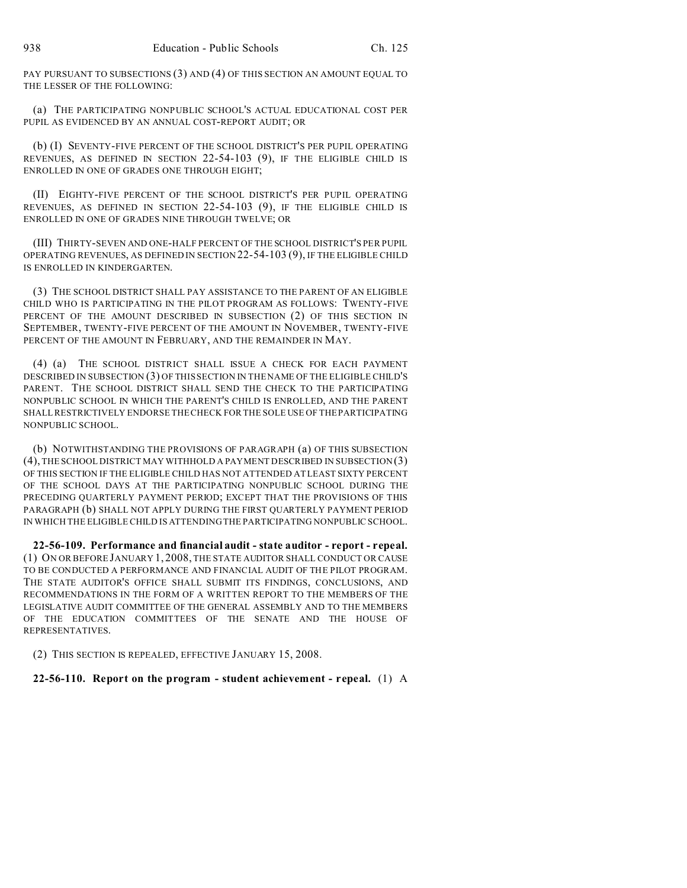PAY PURSUANT TO SUBSECTIONS (3) AND (4) OF THIS SECTION AN AMOUNT EQUAL TO THE LESSER OF THE FOLLOWING:

(a) THE PARTICIPATING NONPUBLIC SCHOOL'S ACTUAL EDUCATIONAL COST PER PUPIL AS EVIDENCED BY AN ANNUAL COST-REPORT AUDIT; OR

(b) (I) SEVENTY-FIVE PERCENT OF THE SCHOOL DISTRICT'S PER PUPIL OPERATING REVENUES, AS DEFINED IN SECTION 22-54-103 (9), IF THE ELIGIBLE CHILD IS ENROLLED IN ONE OF GRADES ONE THROUGH EIGHT;

(II) EIGHTY-FIVE PERCENT OF THE SCHOOL DISTRICT'S PER PUPIL OPERATING REVENUES, AS DEFINED IN SECTION 22-54-103 (9), IF THE ELIGIBLE CHILD IS ENROLLED IN ONE OF GRADES NINE THROUGH TWELVE; OR

(III) THIRTY-SEVEN AND ONE-HALF PERCENT OF THE SCHOOL DISTRICT'S PER PUPIL OPERATING REVENUES, AS DEFINED IN SECTION 22-54-103 (9), IF THE ELIGIBLE CHILD IS ENROLLED IN KINDERGARTEN.

(3) THE SCHOOL DISTRICT SHALL PAY ASSISTANCE TO THE PARENT OF AN ELIGIBLE CHILD WHO IS PARTICIPATING IN THE PILOT PROGRAM AS FOLLOWS: TWENTY-FIVE PERCENT OF THE AMOUNT DESCRIBED IN SUBSECTION (2) OF THIS SECTION IN SEPTEMBER, TWENTY-FIVE PERCENT OF THE AMOUNT IN NOVEMBER, TWENTY-FIVE PERCENT OF THE AMOUNT IN FEBRUARY, AND THE REMAINDER IN MAY.

(4) (a) THE SCHOOL DISTRICT SHALL ISSUE A CHECK FOR EACH PAYMENT DESCRIBED IN SUBSECTION (3) OF THIS SECTION IN THE NAME OF THE ELIGIBLE CHILD'S PARENT. THE SCHOOL DISTRICT SHALL SEND THE CHECK TO THE PARTICIPATING NONPUBLIC SCHOOL IN WHICH THE PARENT'S CHILD IS ENROLLED, AND THE PARENT SHALL RESTRICTIVELY ENDORSE THE CHECK FOR THE SOLE USE OF THE PARTICIPATING NONPUBLIC SCHOOL.

(b) NOTWITHSTANDING THE PROVISIONS OF PARAGRAPH (a) OF THIS SUBSECTION (4), THE SCHOOL DISTRICT MAY WITHHOLD A PAYMENT DESCRIBED IN SUBSECTION (3) OF THIS SECTION IF THE ELIGIBLE CHILD HAS NOT ATTENDED AT LEAST SIXTY PERCENT OF THE SCHOOL DAYS AT THE PARTICIPATING NONPUBLIC SCHOOL DURING THE PRECEDING QUARTERLY PAYMENT PERIOD; EXCEPT THAT THE PROVISIONS OF THIS PARAGRAPH (b) SHALL NOT APPLY DURING THE FIRST QUARTERLY PAYMENT PERIOD IN WHICH THE ELIGIBLE CHILD IS ATTENDING THE PARTICIPATING NONPUBLIC SCHOOL.

**22-56-109. Performance and financial audit - state auditor - report - repeal.** (1) ON OR BEFORE JANUARY 1, 2008, THE STATE AUDITOR SHALL CONDUCT OR CAUSE TO BE CONDUCTED A PERFORMANCE AND FINANCIAL AUDIT OF THE PILOT PROGRAM. THE STATE AUDITOR'S OFFICE SHALL SUBMIT ITS FINDINGS, CONCLUSIONS, AND RECOMMENDATIONS IN THE FORM OF A WRITTEN REPORT TO THE MEMBERS OF THE LEGISLATIVE AUDIT COMMITTEE OF THE GENERAL ASSEMBLY AND TO THE MEMBERS OF THE EDUCATION COMMITTEES OF THE SENATE AND THE HOUSE OF REPRESENTATIVES.

(2) THIS SECTION IS REPEALED, EFFECTIVE JANUARY 15, 2008.

**22-56-110. Report on the program - student achievement - repeal.** (1) A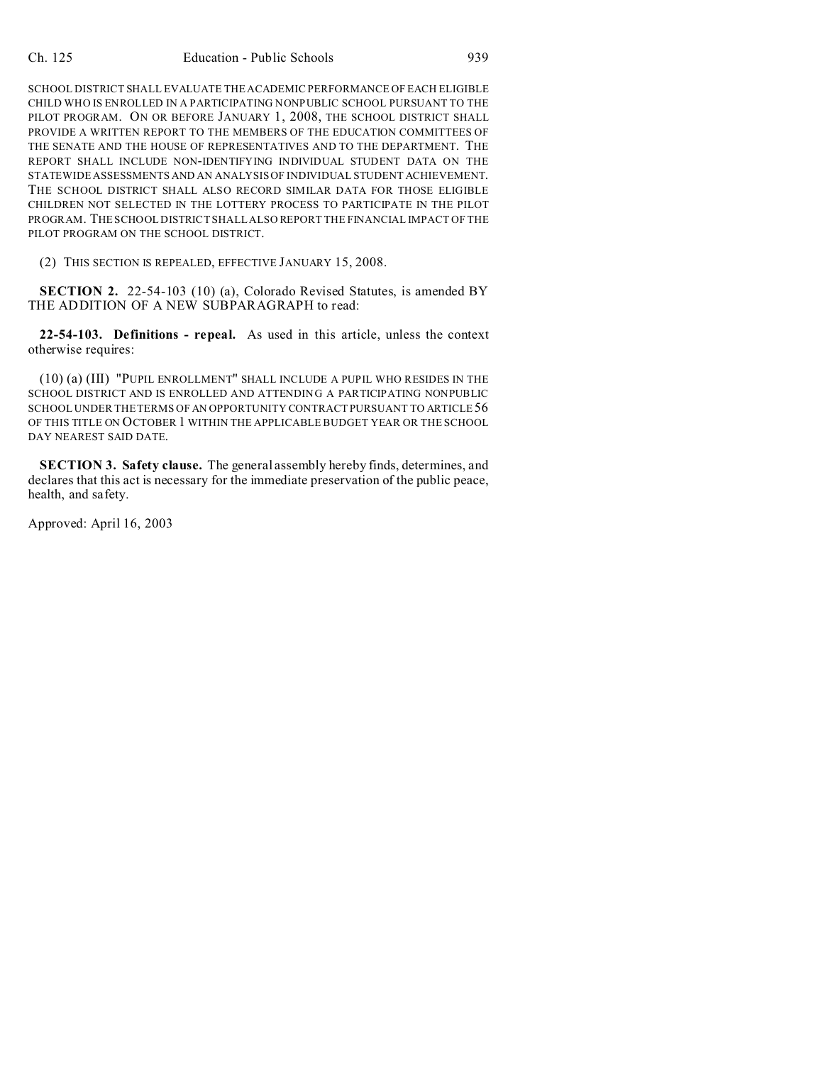SCHOOL DISTRICT SHALL EVALUATE THE ACADEMIC PERFORMANCE OF EACH ELIGIBLE CHILD WHO IS ENROLLED IN A PARTICIPATING NONPUBLIC SCHOOL PURSUANT TO THE PILOT PROGRAM. ON OR BEFORE JANUARY 1, 2008, THE SCHOOL DISTRICT SHALL PROVIDE A WRITTEN REPORT TO THE MEMBERS OF THE EDUCATION COMMITTEES OF THE SENATE AND THE HOUSE OF REPRESENTATIVES AND TO THE DEPARTMENT. THE REPORT SHALL INCLUDE NON-IDENTIFYING INDIVIDUAL STUDENT DATA ON THE STATEWIDE ASSESSMENTS AND AN ANALYSIS OF INDIVIDUAL STUDENT ACHIEVEMENT. THE SCHOOL DISTRICT SHALL ALSO RECORD SIMILAR DATA FOR THOSE ELIGIBLE CHILDREN NOT SELECTED IN THE LOTTERY PROCESS TO PARTICIPATE IN THE PILOT PROGRAM. THE SCHOOL DISTRICT SHALL ALSO REPORT THE FINANCIAL IMPACT OF THE PILOT PROGRAM ON THE SCHOOL DISTRICT.

(2) THIS SECTION IS REPEALED, EFFECTIVE JANUARY 15, 2008.

**SECTION 2.** 22-54-103 (10) (a), Colorado Revised Statutes, is amended BY THE ADDITION OF A NEW SUBPARAGRAPH to read:

**22-54-103. Definitions - repeal.** As used in this article, unless the context otherwise requires:

(10) (a) (III) "PUPIL ENROLLMENT" SHALL INCLUDE A PUPIL WHO RESIDES IN THE SCHOOL DISTRICT AND IS ENROLLED AND ATTENDING A PARTICIPATING NONPUBLIC SCHOOL UNDER THE TERMS OF AN OPPORTUNITY CONTRACT PURSUANT TO ARTICLE 56 OF THIS TITLE ON OCTOBER 1 WITHIN THE APPLICABLE BUDGET YEAR OR THE SCHOOL DAY NEAREST SAID DATE.

**SECTION 3. Safety clause.** The general assembly hereby finds, determines, and declares that this act is necessary for the immediate preservation of the public peace, health, and safety.

Approved: April 16, 2003